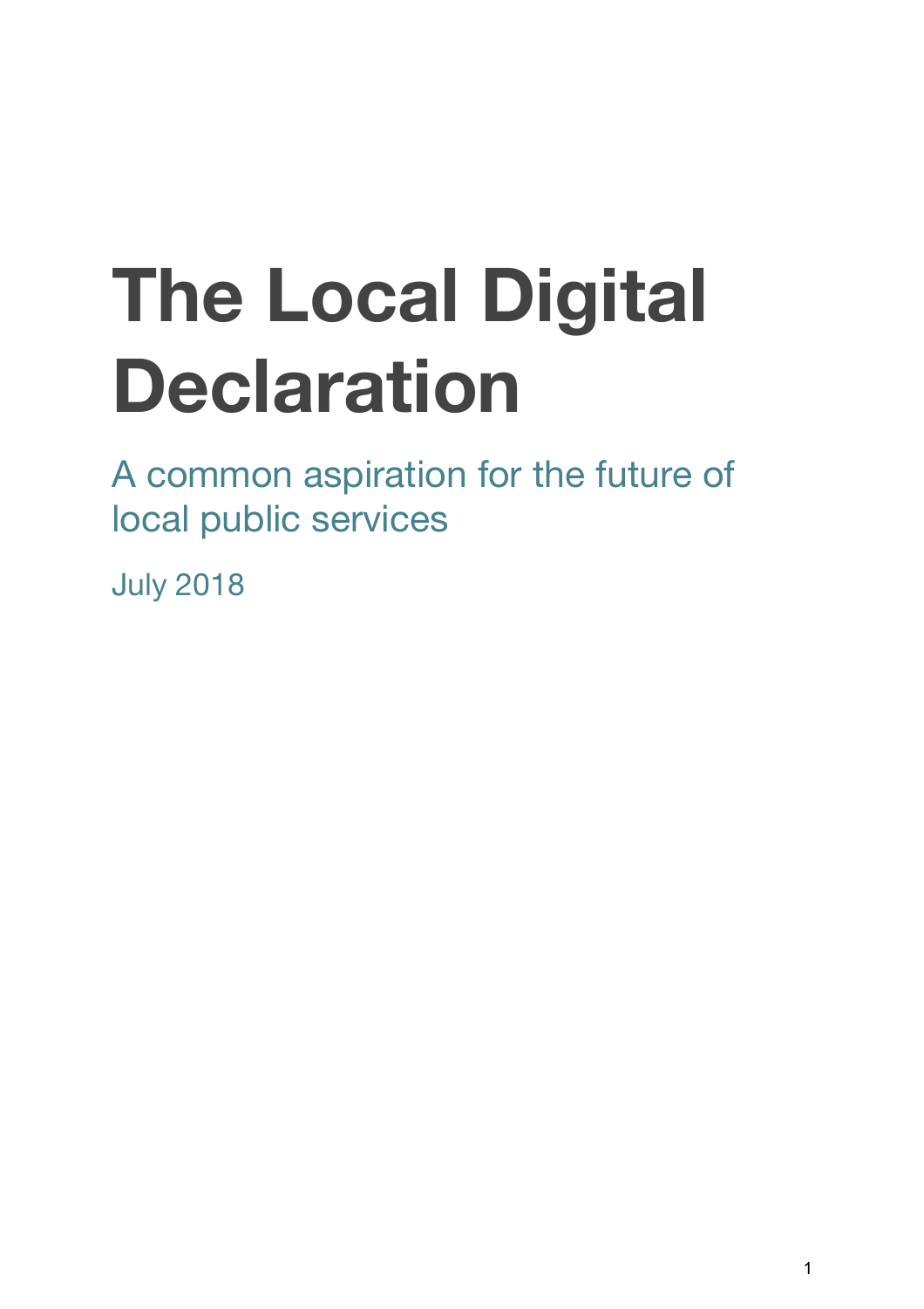# The Local Digital Declaration

A common aspiration for the future of local public services

July 2018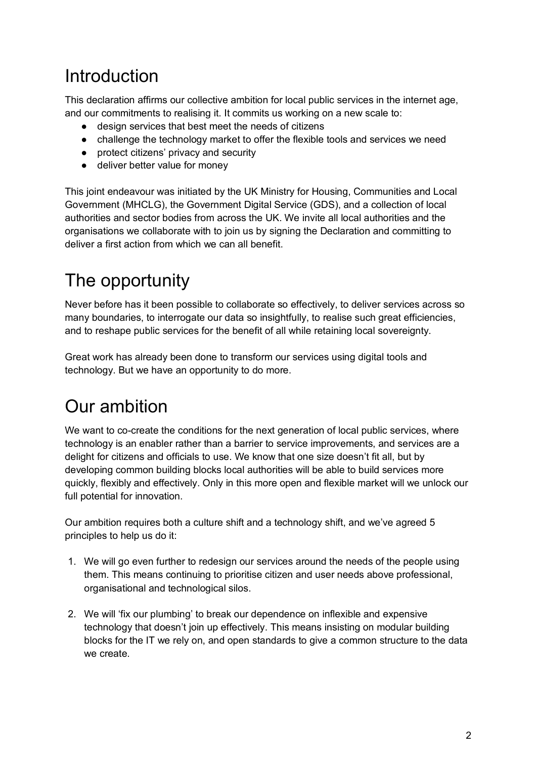# Introduction

This declaration affirms our collective ambition for local public services in the internet age, and our commitments to realising it. It commits us working on a new scale to:

- design services that best meet the needs of citizens
- challenge the technology market to offer the flexible tools and services we need
- protect citizens' privacy and security
- deliver better value for money

This joint endeavour was initiated by the UK Ministry for Housing, Communities and Local Government (MHCLG), the Government Digital Service (GDS), and a collection of local authorities and sector bodies from across the UK. We invite all local authorities and the organisations we collaborate with to join us by signing the Declaration and committing to deliver a first action from which we can all benefit.

# The opportunity

Never before has it been possible to collaborate so effectively, to deliver services across so many boundaries, to interrogate our data so insightfully, to realise such great efficiencies, and to reshape public services for the benefit of all while retaining local sovereignty.

Great work has already been done to transform our services using digital tools and technology. But we have an opportunity to do more.

# Our ambition

We want to co-create the conditions for the next generation of local public services, where technology is an enabler rather than a barrier to service improvements, and services are a delight for citizens and officials to use. We know that one size doesn't fit all, but by developing common building blocks local authorities will be able to build services more quickly, flexibly and effectively. Only in this more open and flexible market will we unlock our full potential for innovation.

Our ambition requires both a culture shift and a technology shift, and we've agreed 5 principles to help us do it:

1. We will go even further to redesign our services around the needs of the people using them. This means continuing to prioritise citizen and user needs above professional, organisational and technological silos.

2. We will 'fix our plumbing' to break our dependence on inflexible and expensive technology that doesn't join up effectively. This means insisting on modular building blocks for the IT we rely on, and open standards to give a common structure to the data we create.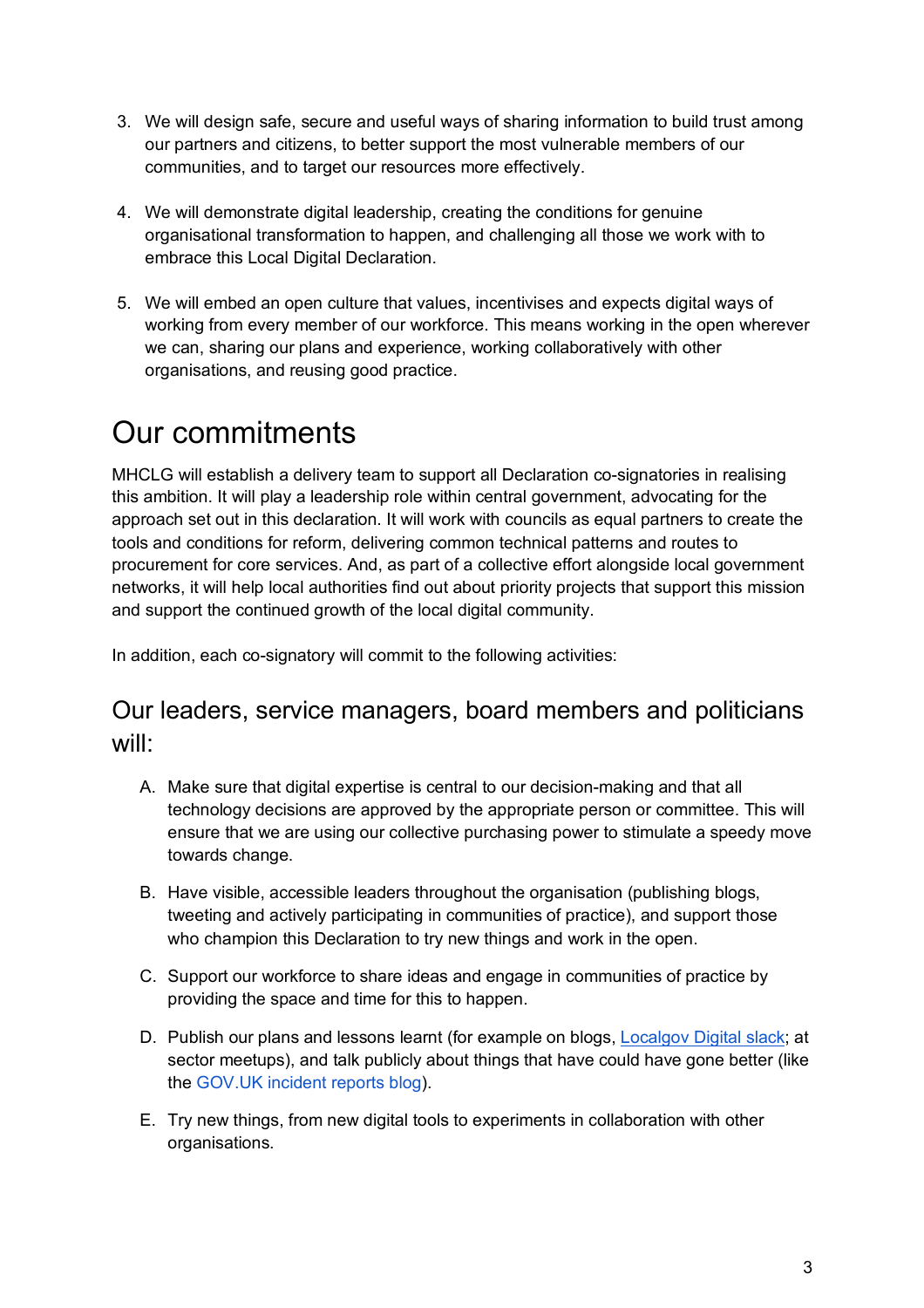3. We will design safe, secure and useful ways of sharing information to build trust among our partners and citizens, to better support the most vulnerable members of our communities, and to target our resources more effectively.

4. We will demonstrate digital leadership, creating the conditions for genuine organisational transformation to happen, and challenging all those we work with to embrace this Local Digital Declaration.

5. We will embed an open culture that values, incentivises and expects digital ways of working from every member of our workforce. This means working in the open wherever we can, sharing our plans and experience, working collaboratively with other organisations, and reusing good practice.

# Our commitments

MHCLG will establish a delivery team to support all Declaration co-signatories in realising this ambition. It will play a leadership role within central government, advocating for the approach set out in this declaration. It will work with councils as equal partners to create the tools and conditions for reform, delivering common technical patterns and routes to procurement for core services. And, as part of a collective effort alongside local government networks, it will help local authorities find out about priority projects that support this mission and support the continued growth of the local digital community.

In addition, each co-signatory will commit to the following activities:

## Our leaders, service managers, board members and politicians will:

A. Make sure that digital expertise is central to our decision-making and that all technology decisions are approved by the appropriate person or committee. This will ensure that we are using our collective purchasing power to stimulate a speedy move towards change.

B. Have visible, accessible leaders throughout the organisation (publishing blogs, tweeting and actively participating in communities of practice), and support those who champion this Declaration to try new things and work in the open.

C. Support our workforce to share ideas and engage in communities of practice by providing the space and time for this to happen.

D. Publish our plans and lessons learnt (for example on blogs, Localgov Digital slack; at sector meetups), and talk publicly about things that have could have gone better (like the GOV.UK incident reports blog).

E. Try new things, from new digital tools to experiments in collaboration with other organisations.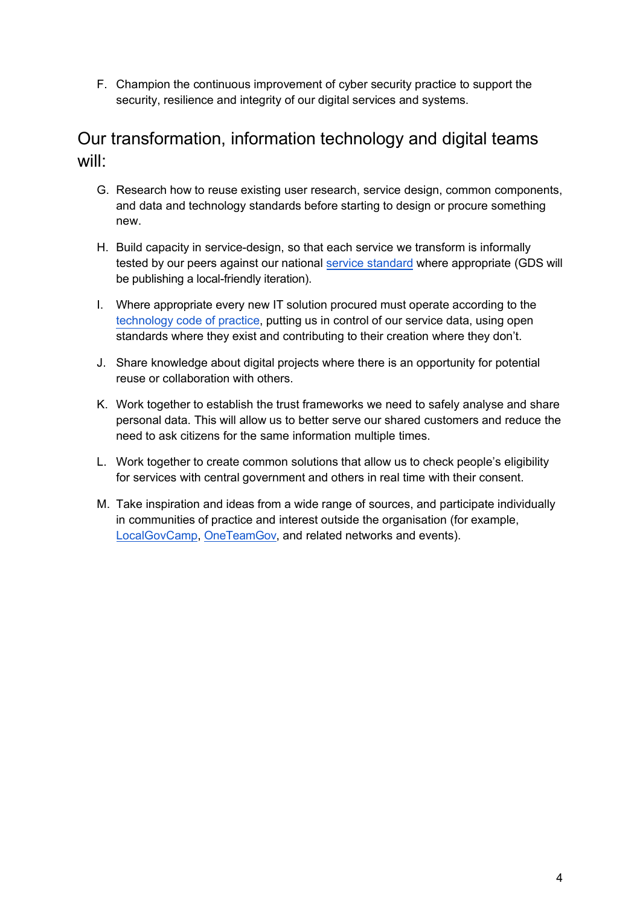F. Champion the continuous improvement of cyber security practice to support the security, resilience and integrity of our digital services and systems.

## Our transformation, information technology and digital teams will:

G. Research how to reuse existing user research, service design, common components, and data and technology standards before starting to design or procure something new.

H. Build capacity in service-design, so that each service we transform is informally tested by our peers against our national service standard where appropriate (GDS will be publishing a local-friendly iteration).

I. Where appropriate every new IT solution procured must operate according to the technology code of practice, putting us in control of our service data, using open standards where they exist and contributing to their creation where they don't.

J. Share knowledge about digital projects where there is an opportunity for potential reuse or collaboration with others.

K. Work together to establish the trust frameworks we need to safely analyse and share personal data. This will allow us to better serve our shared customers and reduce the need to ask citizens for the same information multiple times.

L. Work together to create common solutions that allow us to check people's eligibility for services with central government and others in real time with their consent.

M. Take inspiration and ideas from a wide range of sources, and participate individually in communities of practice and interest outside the organisation (for example, LocalGovCamp, OneTeamGov, and related networks and events).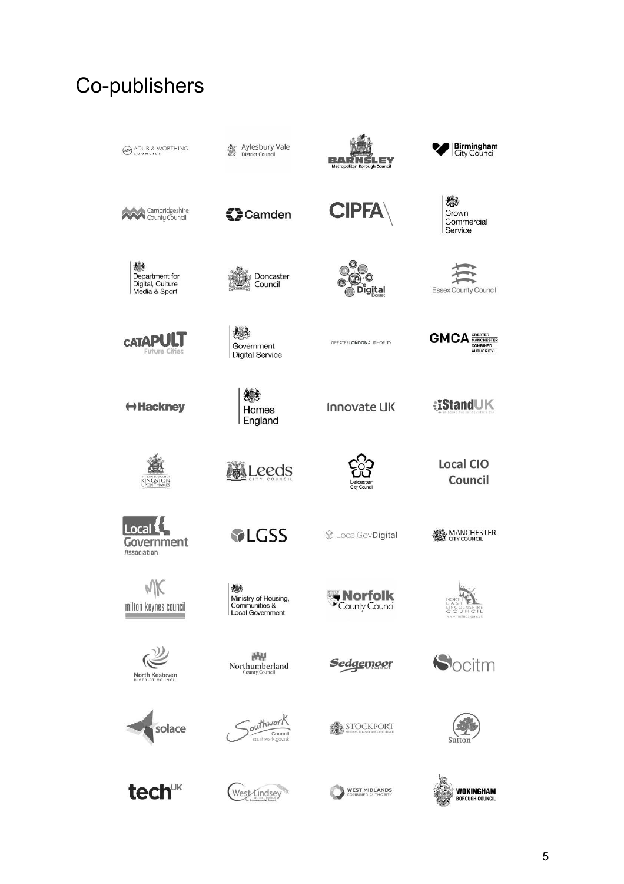# Co-publishers

Adur & Worthing Councils

Aylesbury Vale District Council

Barnsley Metropolitan Borough Council

Birmingham City Council

Cambridgeshire County Council

Camden

CIPFA

Crown Commercial Service

Department for Digital, Culture Media & Sport

Doncaster Council

Digital Dorset

Essex County Council

Catapult Future Cities

Government Digital Service

Greater London Authority

GMCA Greater Manchester Combined Authority

Hackney

Homes England

Innovate UK

iStandUK

The Royal Borough of Kingston upon Thames

Leeds City Council

Leicester City Council

Local CIO Council

Local Government Association

LGSS

LocalGovDigital

Manchester City Council

milton keynes council

Ministry of Housing, Communities & Local Government

Norfolk County Council

North East Lincolnshire Council

North Kesteven District Council

Northumberland County Council

Sedgemoor in Somerset

Socitm

solace

Southwark Council southwark.gov.uk

Stockport Metropolitan Borough Council

Sutton

techUK

West Lindsey District Council

West Midlands Combined Authority

Wokingham Borough Council